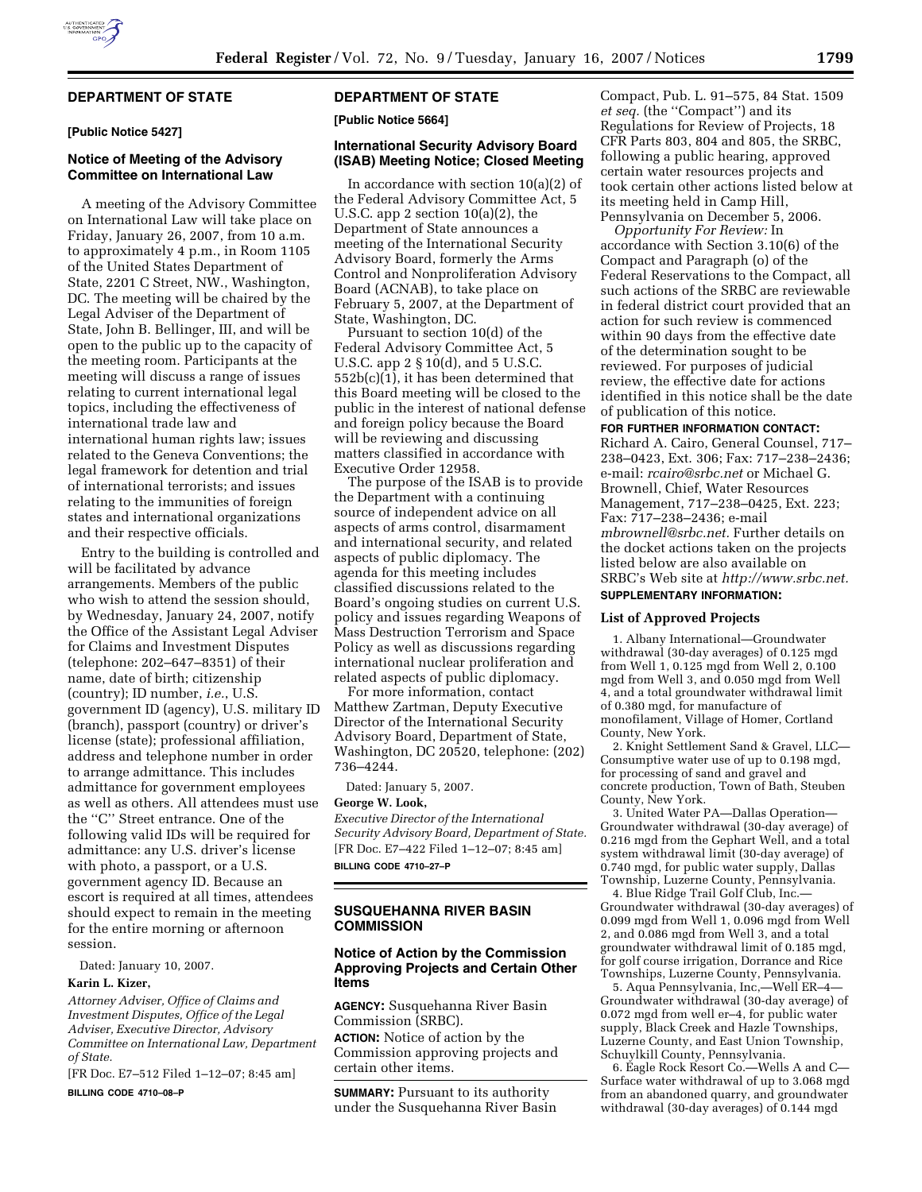## DEPARTMENT OF STATE

**[Public Notice 5427]**

### Notice of Meeting of the Advisory Committee on International Law

A meeting of the Advisory Committee on International Law will take place on Friday, January 26, 2007, from 10 a.m. to approximately 4 p.m., in Room 1105 of the United States Department of State, 2201 C Street, NW., Washington, DC. The meeting will be chaired by the Legal Adviser of the Department of State, John B. Bellinger, III, and will be open to the public up to the capacity of the meeting room. Participants at the meeting will discuss a range of issues relating to current international legal topics, including the effectiveness of international trade law and international human rights law; issues related to the Geneva Conventions; the legal framework for detention and trial of international terrorists; and issues relating to the immunities of foreign states and international organizations and their respective officials.

Entry to the building is controlled and will be facilitated by advance arrangements. Members of the public who wish to attend the session should, by Wednesday, January 24, 2007, notify the Office of the Assistant Legal Adviser for Claims and Investment Disputes (telephone: 202–647–8351) of their name, date of birth; citizenship (country); ID number, *i.e.*, U.S. government ID (agency), U.S. military ID (branch), passport (country) or driver's license (state); professional affiliation, address and telephone number in order to arrange admittance. This includes admittance for government employees as well as others. All attendees must use the ''C'' Street entrance. One of the following valid IDs will be required for admittance: any U.S. driver's license with photo, a passport, or a U.S. government agency ID. Because an escort is required at all times, attendees should expect to remain in the meeting for the entire morning or afternoon session.

Dated: January 10, 2007.

**Karin L. Kizer,**

*Attorney Adviser, Office of Claims and Investment Disputes, Office of the Legal Adviser, Executive Director, Advisory Committee on International Law, Department of State.*

[FR Doc. E7–512 Filed 1–12–07; 8:45 am]

**BILLING CODE 4710–08–P**

## DEPARTMENT OF STATE

**[Public Notice 5664]**

### International Security Advisory Board (ISAB) Meeting Notice; Closed Meeting

In accordance with section 10(a)(2) of the Federal Advisory Committee Act, 5 U.S.C. app 2 section 10(a)(2), the Department of State announces a meeting of the International Security Advisory Board, formerly the Arms Control and Nonproliferation Advisory Board (ACNAB), to take place on February 5, 2007, at the Department of State, Washington, DC.

Pursuant to section 10(d) of the Federal Advisory Committee Act, 5 U.S.C. app 2 § 10(d), and 5 U.S.C. 552b(c)(1), it has been determined that this Board meeting will be closed to the public in the interest of national defense and foreign policy because the Board will be reviewing and discussing matters classified in accordance with Executive Order 12958.

The purpose of the ISAB is to provide the Department with a continuing source of independent advice on all aspects of arms control, disarmament and international security, and related aspects of public diplomacy. The agenda for this meeting includes classified discussions related to the Board's ongoing studies on current U.S. policy and issues regarding Weapons of Mass Destruction Terrorism and Space Policy as well as discussions regarding international nuclear proliferation and related aspects of public diplomacy.

For more information, contact Matthew Zartman, Deputy Executive Director of the International Security Advisory Board, Department of State, Washington, DC 20520, telephone: (202) 736–4244.

Dated: January 5, 2007.

**George W. Look,**

*Executive Director of the International Security Advisory Board, Department of State.*

[FR Doc. E7–422 Filed 1–12–07; 8:45 am]

**BILLING CODE 4710–27–P**

## SUSQUEHANNA RIVER BASIN COMMISSION

### Notice of Action by the Commission Approving Projects and Certain Other Items

**AGENCY:** Susquehanna River Basin Commission (SRBC).

**ACTION:** Notice of action by the Commission approving projects and certain other items.

**SUMMARY:** Pursuant to its authority under the Susquehanna River Basin Compact, Pub. L. 91–575, 84 Stat. 1509 *et seq.* (the ''Compact'') and its Regulations for Review of Projects, 18 CFR Parts 803, 804 and 805, the SRBC, following a public hearing, approved certain water resources projects and took certain other actions listed below at its meeting held in Camp Hill, Pennsylvania on December 5, 2006.

*Opportunity For Review:* In accordance with Section 3.10(6) of the Compact and Paragraph (o) of the Federal Reservations to the Compact, all such actions of the SRBC are reviewable in federal district court provided that an action for such review is commenced within 90 days from the effective date of the determination sought to be reviewed. For purposes of judicial review, the effective date for actions identified in this notice shall be the date of publication of this notice.

**FOR FURTHER INFORMATION CONTACT:** Richard A. Cairo, General Counsel, 717–238–0423, Ext. 306; Fax: 717–238–2436; e-mail: *rcairo@srbc.net* or Michael G. Brownell, Chief, Water Resources Management, 717–238–0425, Ext. 223; Fax: 717–238–2436; e-mail *mbrownell@srbc.net.* Further details on the docket actions taken on the projects listed below are also available on SRBC's Web site at *http://www.srbc.net.*

**SUPPLEMENTARY INFORMATION:**

**List of Approved Projects**

1. Albany International—Groundwater withdrawal (30-day averages) of 0.125 mgd from Well 1, 0.125 mgd from Well 2, 0.100 mgd from Well 3, and 0.050 mgd from Well 4, and a total groundwater withdrawal limit of 0.380 mgd, for manufacture of monofilament, Village of Homer, Cortland County, New York.

2. Knight Settlement Sand & Gravel, LLC—Consumptive water use of up to 0.198 mgd, for processing of sand and gravel and concrete production, Town of Bath, Steuben County, New York.

3. United Water PA—Dallas Operation—Groundwater withdrawal (30-day average) of 0.216 mgd from the Gephart Well, and a total system withdrawal limit (30-day average) of 0.740 mgd, for public water supply, Dallas Township, Luzerne County, Pennsylvania.

4. Blue Ridge Trail Golf Club, Inc.—Groundwater withdrawal (30-day averages) of 0.099 mgd from Well 1, 0.096 mgd from Well 2, and 0.086 mgd from Well 3, and a total groundwater withdrawal limit of 0.185 mgd, for golf course irrigation, Dorrance and Rice Townships, Luzerne County, Pennsylvania.

5. Aqua Pennsylvania, Inc,—Well ER–4—Groundwater withdrawal (30-day average) of 0.072 mgd from well er–4, for public water supply, Black Creek and Hazle Townships, Luzerne County, and East Union Township, Schuylkill County, Pennsylvania.

6. Eagle Rock Resort Co.—Wells A and C—Surface water withdrawal of up to 3.068 mgd from an abandoned quarry, and groundwater withdrawal (30-day averages) of 0.144 mgd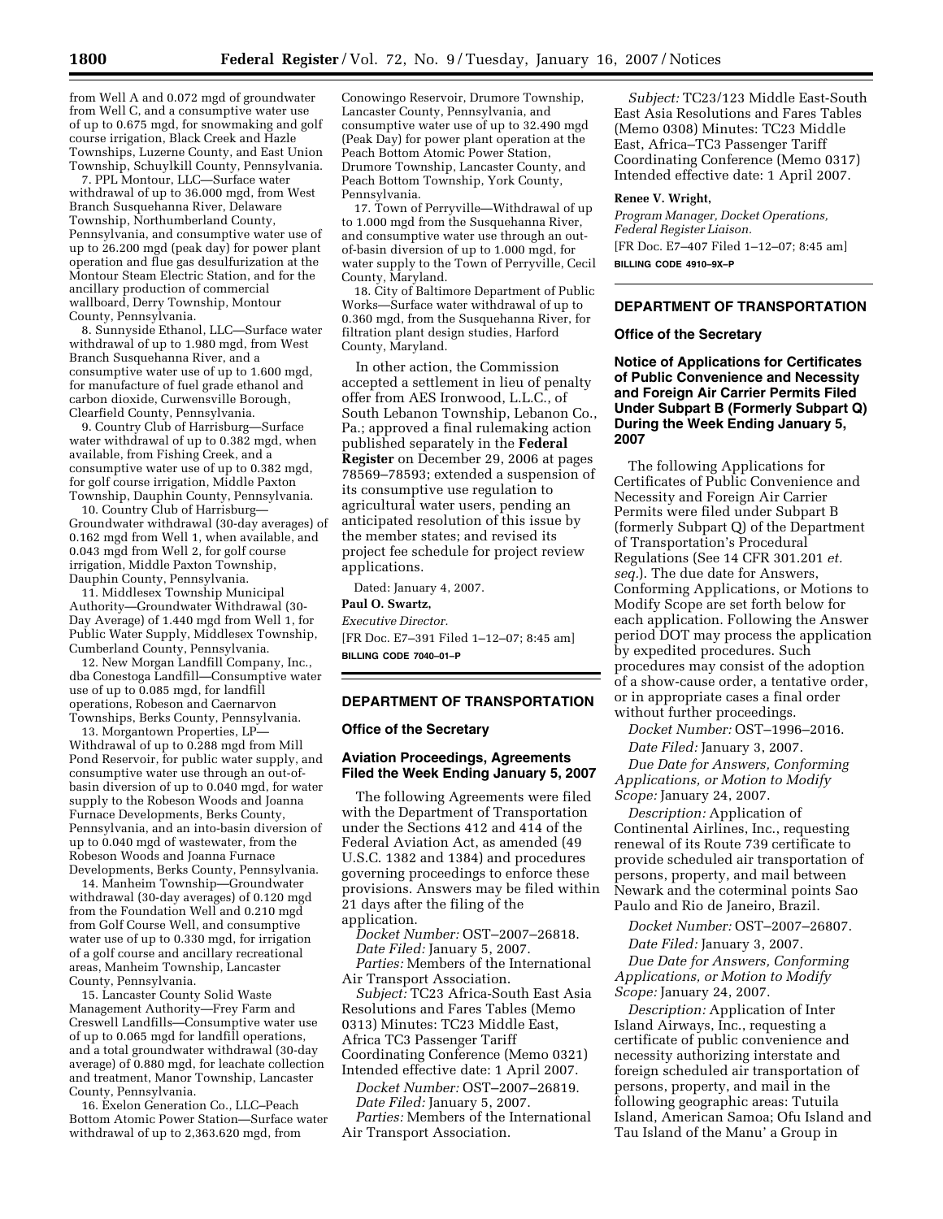from Well A and 0.072 mgd of groundwater from Well C, and a consumptive water use of up to 0.675 mgd, for snowmaking and golf course irrigation, Black Creek and Hazle Townships, Luzerne County, and East Union Township, Schuylkill County, Pennsylvania.

7. PPL Montour, LLC—Surface water withdrawal of up to 36.000 mgd, from West Branch Susquehanna River, Delaware Township, Northumberland County, Pennsylvania, and consumptive water use of up to 26.200 mgd (peak day) for power plant operation and flue gas desulfurization at the Montour Steam Electric Station, and for the ancillary production of commercial wallboard, Derry Township, Montour County, Pennsylvania.

8. Sunnyside Ethanol, LLC—Surface water withdrawal of up to 1.980 mgd, from West Branch Susquehanna River, and a consumptive water use of up to 1.600 mgd, for manufacture of fuel grade ethanol and carbon dioxide, Curwensville Borough, Clearfield County, Pennsylvania.

9. Country Club of Harrisburg—Surface water withdrawal of up to 0.382 mgd, when available, from Fishing Creek, and a consumptive water use of up to 0.382 mgd, for golf course irrigation, Middle Paxton Township, Dauphin County, Pennsylvania.

10. Country Club of Harrisburg—Groundwater withdrawal (30-day averages) of 0.162 mgd from Well 1, when available, and 0.043 mgd from Well 2, for golf course irrigation, Middle Paxton Township, Dauphin County, Pennsylvania.

11. Middlesex Township Municipal Authority—Groundwater Withdrawal (30-Day Average) of 1.440 mgd from Well 1, for Public Water Supply, Middlesex Township, Cumberland County, Pennsylvania.

12. New Morgan Landfill Company, Inc., dba Conestoga Landfill—Consumptive water use of up to 0.085 mgd, for landfill operations, Robeson and Caernarvon Townships, Berks County, Pennsylvania.

13. Morgantown Properties, LP—Withdrawal of up to 0.288 mgd from Mill Pond Reservoir, for public water supply, and consumptive water use through an out-of-basin diversion of up to 0.040 mgd, for water supply to the Robeson Woods and Joanna Furnace Developments, Berks County, Pennsylvania, and an into-basin diversion of up to 0.040 mgd of wastewater, from the Robeson Woods and Joanna Furnace Developments, Berks County, Pennsylvania.

14. Manheim Township—Groundwater withdrawal (30-day averages) of 0.120 mgd from the Foundation Well and 0.210 mgd from Golf Course Well, and consumptive water use of up to 0.330 mgd, for irrigation of a golf course and ancillary recreational areas, Manheim Township, Lancaster County, Pennsylvania.

15. Lancaster County Solid Waste Management Authority—Frey Farm and Creswell Landfills—Consumptive water use of up to 0.065 mgd for landfill operations, and a total groundwater withdrawal (30-day average) of 0.880 mgd, for leachate collection and treatment, Manor Township, Lancaster County, Pennsylvania.

16. Exelon Generation Co., LLC–Peach Bottom Atomic Power Station—Surface water withdrawal of up to 2,363.620 mgd, from Conowingo Reservoir, Drumore Township, Lancaster County, Pennsylvania, and consumptive water use of up to 32.490 mgd (Peak Day) for power plant operation at the Peach Bottom Atomic Power Station, Drumore Township, Lancaster County, and Peach Bottom Township, York County, Pennsylvania.

17. Town of Perryville—Withdrawal of up to 1.000 mgd from the Susquehanna River, and consumptive water use through an out-of-basin diversion of up to 1.000 mgd, for water supply to the Town of Perryville, Cecil County, Maryland.

18. City of Baltimore Department of Public Works—Surface water withdrawal of up to 0.360 mgd, from the Susquehanna River, for filtration plant design studies, Harford County, Maryland.

In other action, the Commission accepted a settlement in lieu of penalty offer from AES Ironwood, L.L.C., of South Lebanon Township, Lebanon Co., Pa.; approved a final rulemaking action published separately in the **Federal Register** on December 29, 2006 at pages 78569–78593; extended a suspension of its consumptive use regulation to agricultural water users, pending an anticipated resolution of this issue by the member states; and revised its project fee schedule for project review applications.

Dated: January 4, 2007.

**Paul O. Swartz,**

*Executive Director.*

[FR Doc. E7–391 Filed 1–12–07; 8:45 am]

**BILLING CODE 7040–01–P**

## DEPARTMENT OF TRANSPORTATION

### Office of the Secretary

### Aviation Proceedings, Agreements Filed the Week Ending January 5, 2007

The following Agreements were filed with the Department of Transportation under the Sections 412 and 414 of the Federal Aviation Act, as amended (49 U.S.C. 1382 and 1384) and procedures governing proceedings to enforce these provisions. Answers may be filed within 21 days after the filing of the application.

*Docket Number:* OST–2007–26818.

*Date Filed:* January 5, 2007.

*Parties:* Members of the International Air Transport Association.

*Subject:* TC23 Africa-South East Asia Resolutions and Fares Tables (Memo 0313) Minutes: TC23 Middle East, Africa TC3 Passenger Tariff Coordinating Conference (Memo 0321) Intended effective date: 1 April 2007.

*Docket Number:* OST–2007–26819.

*Date Filed:* January 5, 2007.

*Parties:* Members of the International Air Transport Association.

*Subject:* TC23/123 Middle East-South East Asia Resolutions and Fares Tables (Memo 0308) Minutes: TC23 Middle East, Africa–TC3 Passenger Tariff Coordinating Conference (Memo 0317) Intended effective date: 1 April 2007.

**Renee V. Wright,**

*Program Manager, Docket Operations, Federal Register Liaison.*

[FR Doc. E7–407 Filed 1–12–07; 8:45 am]

**BILLING CODE 4910–9X–P**

## DEPARTMENT OF TRANSPORTATION

### Office of the Secretary

### Notice of Applications for Certificates of Public Convenience and Necessity and Foreign Air Carrier Permits Filed Under Subpart B (Formerly Subpart Q) During the Week Ending January 5, 2007

The following Applications for Certificates of Public Convenience and Necessity and Foreign Air Carrier Permits were filed under Subpart B (formerly Subpart Q) of the Department of Transportation's Procedural Regulations (See 14 CFR 301.201 *et. seq.*). The due date for Answers, Conforming Applications, or Motions to Modify Scope are set forth below for each application. Following the Answer period DOT may process the application by expedited procedures. Such procedures may consist of the adoption of a show-cause order, a tentative order, or in appropriate cases a final order without further proceedings.

*Docket Number:* OST–1996–2016.

*Date Filed:* January 3, 2007.

*Due Date for Answers, Conforming Applications, or Motion to Modify Scope:* January 24, 2007.

*Description:* Application of Continental Airlines, Inc., requesting renewal of its Route 739 certificate to provide scheduled air transportation of persons, property, and mail between Newark and the coterminal points Sao Paulo and Rio de Janeiro, Brazil.

*Docket Number:* OST–2007–26807.

*Date Filed:* January 3, 2007.

*Due Date for Answers, Conforming Applications, or Motion to Modify Scope:* January 24, 2007.

*Description:* Application of Inter Island Airways, Inc., requesting a certificate of public convenience and necessity authorizing interstate and foreign scheduled air transportation of persons, property, and mail in the following geographic areas: Tutuila Island, American Samoa; Ofu Island and Tau Island of the Manu' a Group in